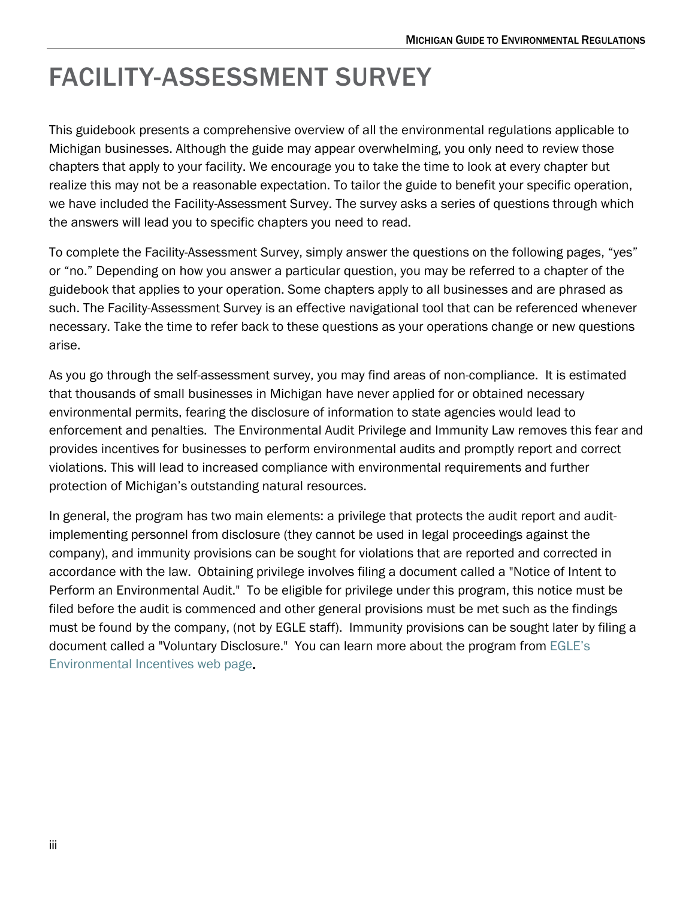# FACILITY-ASSESSMENT SURVEY

This guidebook presents a comprehensive overview of all the environmental regulations applicable to Michigan businesses. Although the guide may appear overwhelming, you only need to review those chapters that apply to your facility. We encourage you to take the time to look at every chapter but realize this may not be a reasonable expectation. To tailor the guide to benefit your specific operation, we have included the Facility-Assessment Survey. The survey asks a series of questions through which the answers will lead you to specific chapters you need to read.

To complete the Facility-Assessment Survey, simply answer the questions on the following pages, "yes" or "no." Depending on how you answer a particular question, you may be referred to a chapter of the guidebook that applies to your operation. Some chapters apply to all businesses and are phrased as such. The Facility-Assessment Survey is an effective navigational tool that can be referenced whenever necessary. Take the time to refer back to these questions as your operations change or new questions arise.

As you go through the self-assessment survey, you may find areas of non-compliance. It is estimated that thousands of small businesses in Michigan have never applied for or obtained necessary environmental permits, fearing the disclosure of information to state agencies would lead to enforcement and penalties. The Environmental Audit Privilege and Immunity Law removes this fear and provides incentives for businesses to perform environmental audits and promptly report and correct violations. This will lead to increased compliance with environmental requirements and further protection of Michigan's outstanding natural resources.

In general, the program has two main elements: a privilege that protects the audit report and audit-implementing personnel from disclosure (they cannot be used in legal proceedings against the company), and immunity provisions can be sought for violations that are reported and corrected in accordance with the law. Obtaining privilege involves filing a document called a "Notice of Intent to Perform an Environmental Audit." To be eligible for privilege under this program, this notice must be filed before the audit is commenced and other general provisions must be met such as the findings must be found by the company, (not by EGLE staff). Immunity provisions can be sought later by filing a document called a "Voluntary Disclosure." You can learn more about the program from EGLE's Environmental Incentives web page.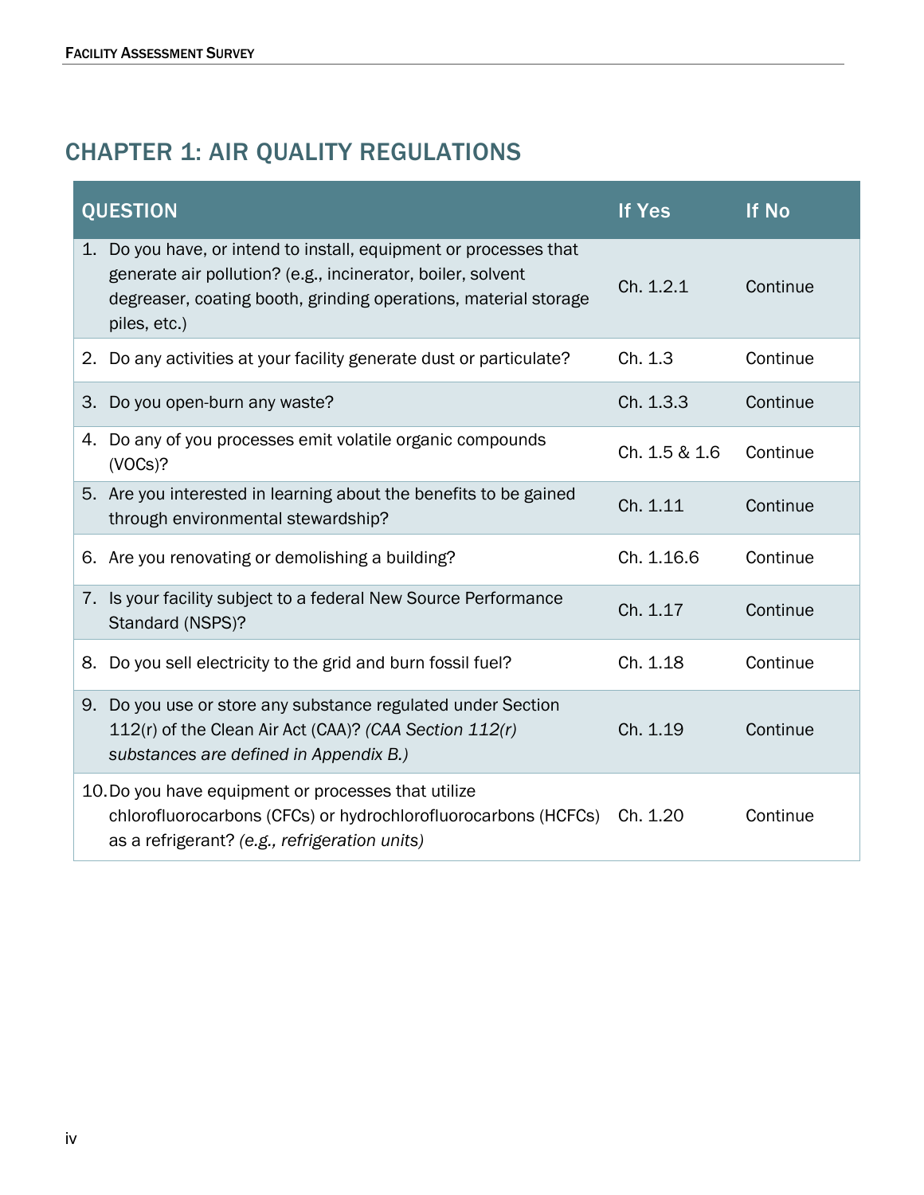## CHAPTER 1: AIR QUALITY REGULATIONS

| QUESTION | If Yes | If No |
|---|---|---|
| 1. Do you have, or intend to install, equipment or processes that generate air pollution? (e.g., incinerator, boiler, solvent degreaser, coating booth, grinding operations, material storage piles, etc.) | Ch. 1.2.1 | Continue |
| 2. Do any activities at your facility generate dust or particulate? | Ch. 1.3 | Continue |
| 3. Do you open-burn any waste? | Ch. 1.3.3 | Continue |
| 4. Do any of you processes emit volatile organic compounds (VOCs)? | Ch. 1.5 & 1.6 | Continue |
| 5. Are you interested in learning about the benefits to be gained through environmental stewardship? | Ch. 1.11 | Continue |
| 6. Are you renovating or demolishing a building? | Ch. 1.16.6 | Continue |
| 7. Is your facility subject to a federal New Source Performance Standard (NSPS)? | Ch. 1.17 | Continue |
| 8. Do you sell electricity to the grid and burn fossil fuel? | Ch. 1.18 | Continue |
| 9. Do you use or store any substance regulated under Section 112(r) of the Clean Air Act (CAA)? *(CAA Section 112(r) substances are defined in Appendix B.)* | Ch. 1.19 | Continue |
| 10. Do you have equipment or processes that utilize chlorofluorocarbons (CFCs) or hydrochlorofluorocarbons (HCFCs) as a refrigerant? *(e.g., refrigeration units)* | Ch. 1.20 | Continue |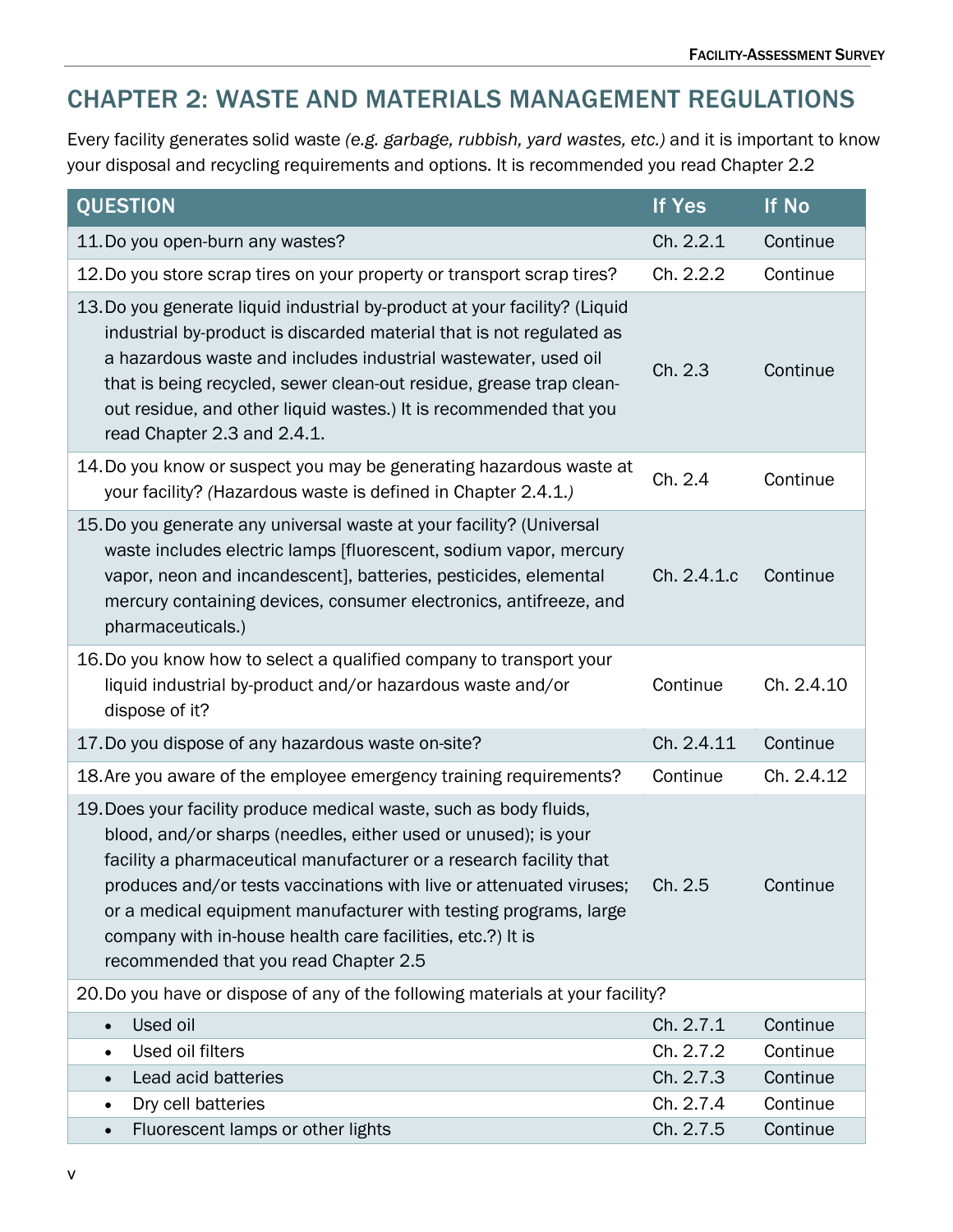# CHAPTER 2: WASTE AND MATERIALS MANAGEMENT REGULATIONS

Every facility generates solid waste *(e.g. garbage, rubbish, yard wastes, etc.)* and it is important to know your disposal and recycling requirements and options. It is recommended you read Chapter 2.2

| QUESTION | If Yes | If No |
|---|---|---|
| 11. Do you open-burn any wastes? | Ch. 2.2.1 | Continue |
| 12. Do you store scrap tires on your property or transport scrap tires? | Ch. 2.2.2 | Continue |
| 13. Do you generate liquid industrial by-product at your facility? (Liquid industrial by-product is discarded material that is not regulated as a hazardous waste and includes industrial wastewater, used oil that is being recycled, sewer clean-out residue, grease trap clean-out residue, and other liquid wastes.) It is recommended that you read Chapter 2.3 and 2.4.1. | Ch. 2.3 | Continue |
| 14. Do you know or suspect you may be generating hazardous waste at your facility? *(Hazardous waste is defined in Chapter 2.4.1.)* | Ch. 2.4 | Continue |
| 15. Do you generate any universal waste at your facility? (Universal waste includes electric lamps [fluorescent, sodium vapor, mercury vapor, neon and incandescent], batteries, pesticides, elemental mercury containing devices, consumer electronics, antifreeze, and pharmaceuticals.) | Ch. 2.4.1.c | Continue |
| 16. Do you know how to select a qualified company to transport your liquid industrial by-product and/or hazardous waste and/or dispose of it? | Continue | Ch. 2.4.10 |
| 17. Do you dispose of any hazardous waste on-site? | Ch. 2.4.11 | Continue |
| 18. Are you aware of the employee emergency training requirements? | Continue | Ch. 2.4.12 |
| 19. Does your facility produce medical waste, such as body fluids, blood, and/or sharps (needles, either used or unused); is your facility a pharmaceutical manufacturer or a research facility that produces and/or tests vaccinations with live or attenuated viruses; or a medical equipment manufacturer with testing programs, large company with in-house health care facilities, etc.?) It is recommended that you read Chapter 2.5 | Ch. 2.5 | Continue |
| 20. Do you have or dispose of any of the following materials at your facility? | | |
| • Used oil | Ch. 2.7.1 | Continue |
| • Used oil filters | Ch. 2.7.2 | Continue |
| • Lead acid batteries | Ch. 2.7.3 | Continue |
| • Dry cell batteries | Ch. 2.7.4 | Continue |
| • Fluorescent lamps or other lights | Ch. 2.7.5 | Continue |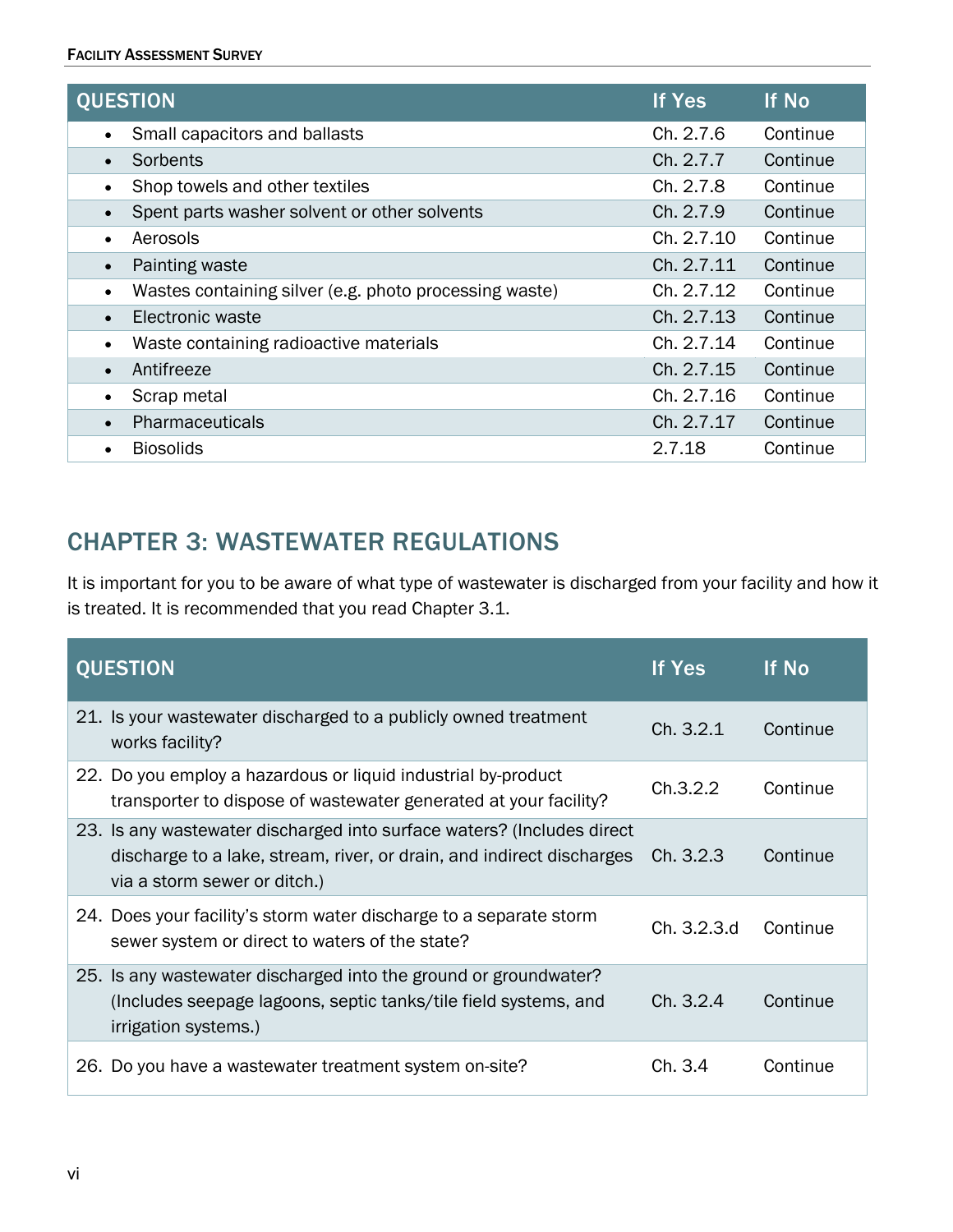| QUESTION | If Yes | If No |
|---|---|---|
| • Small capacitors and ballasts | Ch. 2.7.6 | Continue |
| • Sorbents | Ch. 2.7.7 | Continue |
| • Shop towels and other textiles | Ch. 2.7.8 | Continue |
| • Spent parts washer solvent or other solvents | Ch. 2.7.9 | Continue |
| • Aerosols | Ch. 2.7.10 | Continue |
| • Painting waste | Ch. 2.7.11 | Continue |
| • Wastes containing silver (e.g. photo processing waste) | Ch. 2.7.12 | Continue |
| • Electronic waste | Ch. 2.7.13 | Continue |
| • Waste containing radioactive materials | Ch. 2.7.14 | Continue |
| • Antifreeze | Ch. 2.7.15 | Continue |
| • Scrap metal | Ch. 2.7.16 | Continue |
| • Pharmaceuticals | Ch. 2.7.17 | Continue |
| • Biosolids | 2.7.18 | Continue |

## CHAPTER 3: WASTEWATER REGULATIONS

It is important for you to be aware of what type of wastewater is discharged from your facility and how it is treated. It is recommended that you read Chapter 3.1.

| QUESTION | If Yes | If No |
|---|---|---|
| 21. Is your wastewater discharged to a publicly owned treatment works facility? | Ch. 3.2.1 | Continue |
| 22. Do you employ a hazardous or liquid industrial by-product transporter to dispose of wastewater generated at your facility? | Ch.3.2.2 | Continue |
| 23. Is any wastewater discharged into surface waters? (Includes direct discharge to a lake, stream, river, or drain, and indirect discharges via a storm sewer or ditch.) | Ch. 3.2.3 | Continue |
| 24. Does your facility's storm water discharge to a separate storm sewer system or direct to waters of the state? | Ch. 3.2.3.d | Continue |
| 25. Is any wastewater discharged into the ground or groundwater? (Includes seepage lagoons, septic tanks/tile field systems, and irrigation systems.) | Ch. 3.2.4 | Continue |
| 26. Do you have a wastewater treatment system on-site? | Ch. 3.4 | Continue |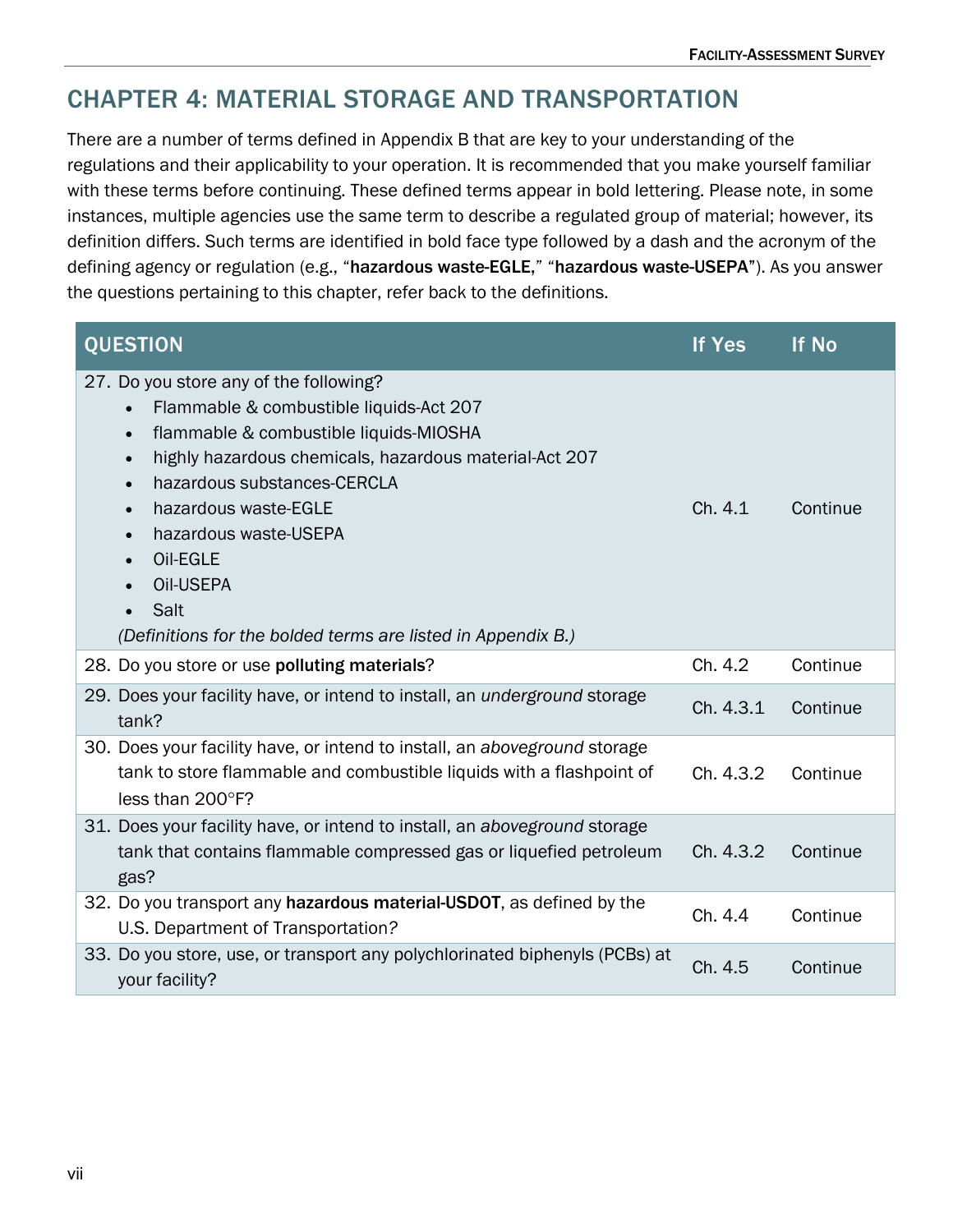## CHAPTER 4: MATERIAL STORAGE AND TRANSPORTATION

There are a number of terms defined in Appendix B that are key to your understanding of the regulations and their applicability to your operation. It is recommended that you make yourself familiar with these terms before continuing. These defined terms appear in bold lettering. Please note, in some instances, multiple agencies use the same term to describe a regulated group of material; however, its definition differs. Such terms are identified in bold face type followed by a dash and the acronym of the defining agency or regulation (e.g., "**hazardous waste-EGLE,**" "**hazardous waste-USEPA**"). As you answer the questions pertaining to this chapter, refer back to the definitions.

| QUESTION | If Yes | If No |
|---|---|---|
| 27. Do you store any of the following?<br>• Flammable & combustible liquids-Act 207<br>• flammable & combustible liquids-MIOSHA<br>• highly hazardous chemicals, hazardous material-Act 207<br>• hazardous substances-CERCLA<br>• hazardous waste-EGLE<br>• hazardous waste-USEPA<br>• Oil-EGLE<br>• Oil-USEPA<br>• Salt<br>*(Definitions for the bolded terms are listed in Appendix B.)* | Ch. 4.1 | Continue |
| 28. Do you store or use **polluting materials**? | Ch. 4.2 | Continue |
| 29. Does your facility have, or intend to install, an *underground* storage tank? | Ch. 4.3.1 | Continue |
| 30. Does your facility have, or intend to install, an *aboveground* storage tank to store flammable and combustible liquids with a flashpoint of less than 200°F? | Ch. 4.3.2 | Continue |
| 31. Does your facility have, or intend to install, an *aboveground* storage tank that contains flammable compressed gas or liquefied petroleum gas? | Ch. 4.3.2 | Continue |
| 32. Do you transport any **hazardous material-USDOT**, as defined by the U.S. Department of Transportation? | Ch. 4.4 | Continue |
| 33. Do you store, use, or transport any polychlorinated biphenyls (PCBs) at your facility? | Ch. 4.5 | Continue |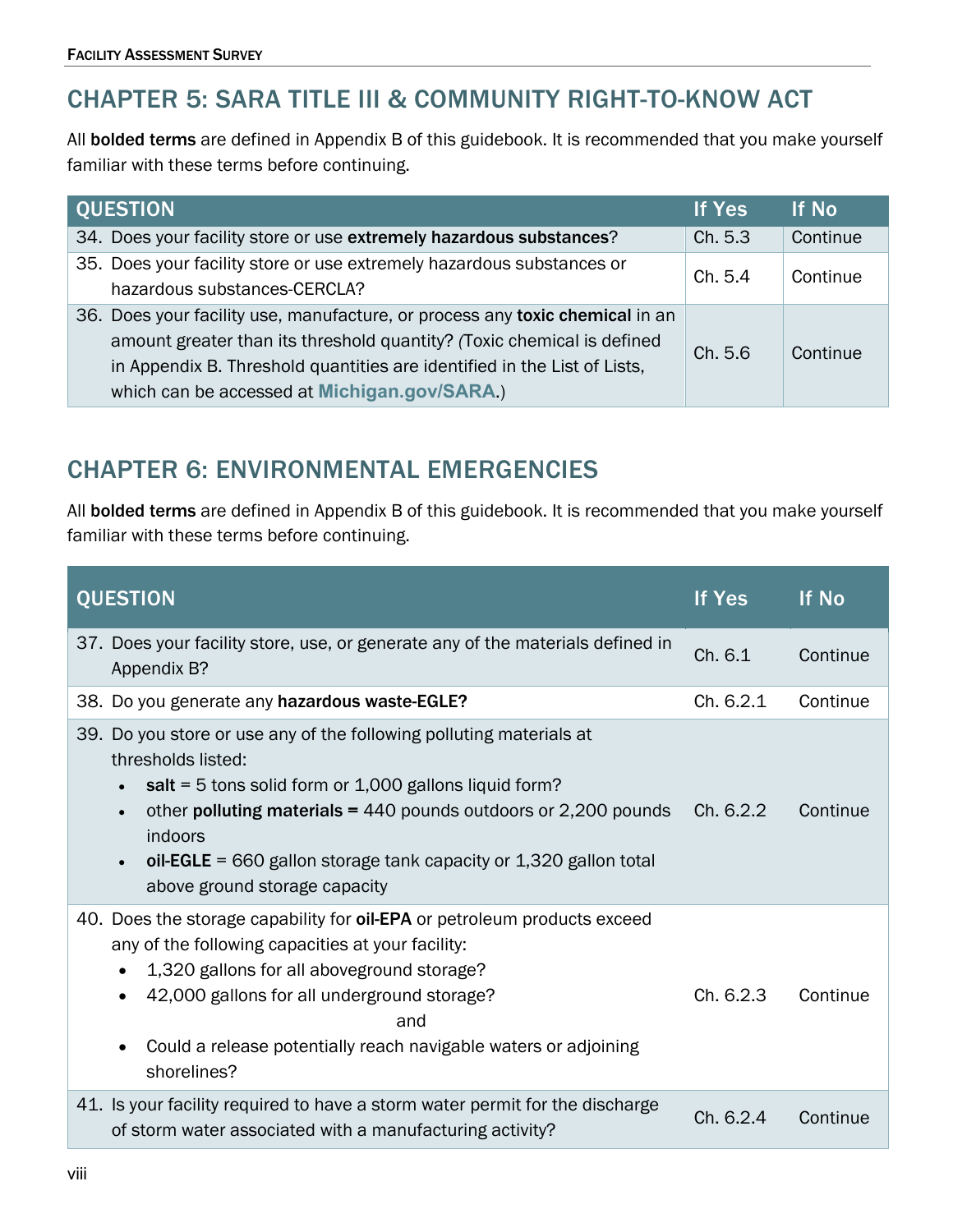## CHAPTER 5: SARA TITLE III & COMMUNITY RIGHT-TO-KNOW ACT

All **bolded terms** are defined in Appendix B of this guidebook. It is recommended that you make yourself familiar with these terms before continuing.

| QUESTION | If Yes | If No |
|---|---|---|
| 34. Does your facility store or use **extremely hazardous substances**? | Ch. 5.3 | Continue |
| 35. Does your facility store or use extremely hazardous substances or hazardous substances-CERCLA? | Ch. 5.4 | Continue |
| 36. Does your facility use, manufacture, or process any **toxic chemical** in an amount greater than its threshold quantity? (Toxic chemical is defined in Appendix B. Threshold quantities are identified in the List of Lists, which can be accessed at **Michigan.gov/SARA**.) | Ch. 5.6 | Continue |

## CHAPTER 6: ENVIRONMENTAL EMERGENCIES

All **bolded terms** are defined in Appendix B of this guidebook. It is recommended that you make yourself familiar with these terms before continuing.

| QUESTION | If Yes | If No |
|---|---|---|
| 37. Does your facility store, use, or generate any of the materials defined in Appendix B? | Ch. 6.1 | Continue |
| 38. Do you generate any **hazardous waste-EGLE?** | Ch. 6.2.1 | Continue |
| 39. Do you store or use any of the following polluting materials at thresholds listed:<br>• **salt** = 5 tons solid form or 1,000 gallons liquid form?<br>• other **polluting materials =** 440 pounds outdoors or 2,200 pounds indoors<br>• **oil-EGLE** = 660 gallon storage tank capacity or 1,320 gallon total above ground storage capacity | Ch. 6.2.2 | Continue |
| 40. Does the storage capability for **oil-EPA** or petroleum products exceed any of the following capacities at your facility:<br>• 1,320 gallons for all aboveground storage?<br>• 42,000 gallons for all underground storage?<br>and<br>• Could a release potentially reach navigable waters or adjoining shorelines? | Ch. 6.2.3 | Continue |
| 41. Is your facility required to have a storm water permit for the discharge of storm water associated with a manufacturing activity? | Ch. 6.2.4 | Continue |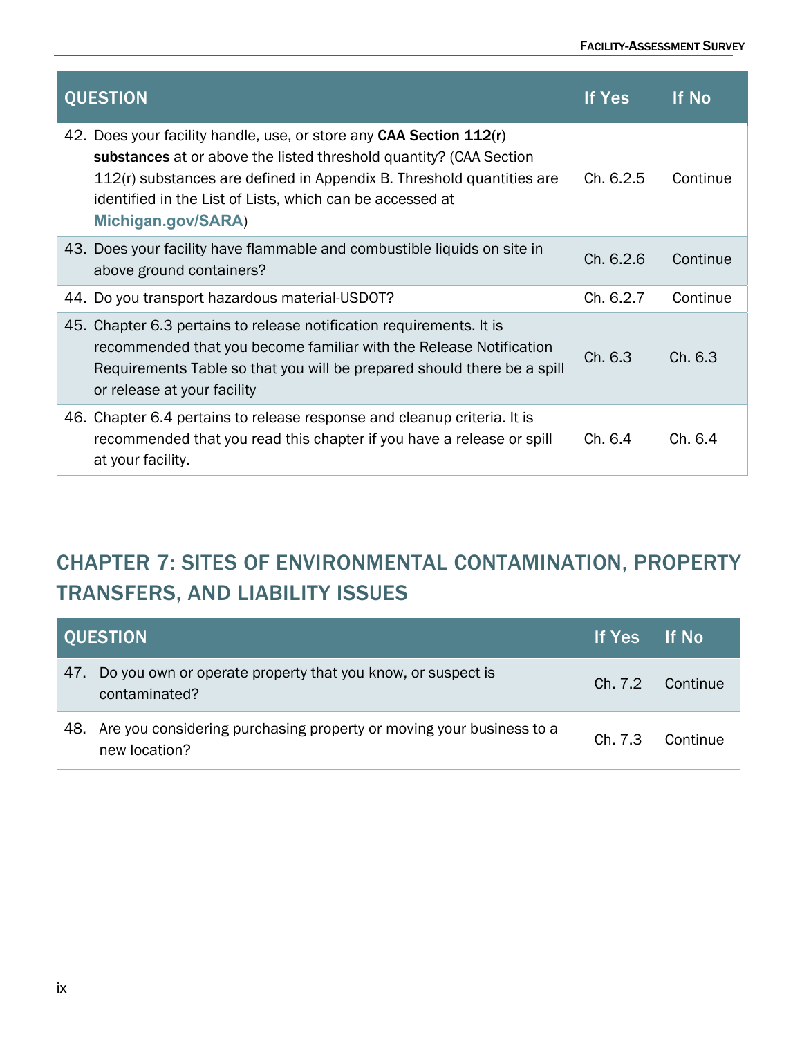| QUESTION | If Yes | If No |
|---|---|---|
| 42. Does your facility handle, use, or store any **CAA Section 112(r) substances** at or above the listed threshold quantity? (CAA Section 112(r) substances are defined in Appendix B. Threshold quantities are identified in the List of Lists, which can be accessed at **Michigan.gov/SARA**) | Ch. 6.2.5 | Continue |
| 43. Does your facility have flammable and combustible liquids on site in above ground containers? | Ch. 6.2.6 | Continue |
| 44. Do you transport hazardous material-USDOT? | Ch. 6.2.7 | Continue |
| 45. Chapter 6.3 pertains to release notification requirements. It is recommended that you become familiar with the Release Notification Requirements Table so that you will be prepared should there be a spill or release at your facility | Ch. 6.3 | Ch. 6.3 |
| 46. Chapter 6.4 pertains to release response and cleanup criteria. It is recommended that you read this chapter if you have a release or spill at your facility. | Ch. 6.4 | Ch. 6.4 |

## CHAPTER 7: SITES OF ENVIRONMENTAL CONTAMINATION, PROPERTY TRANSFERS, AND LIABILITY ISSUES

| QUESTION | If Yes | If No |
|---|---|---|
| 47. Do you own or operate property that you know, or suspect is contaminated? | Ch. 7.2 | Continue |
| 48. Are you considering purchasing property or moving your business to a new location? | Ch. 7.3 | Continue |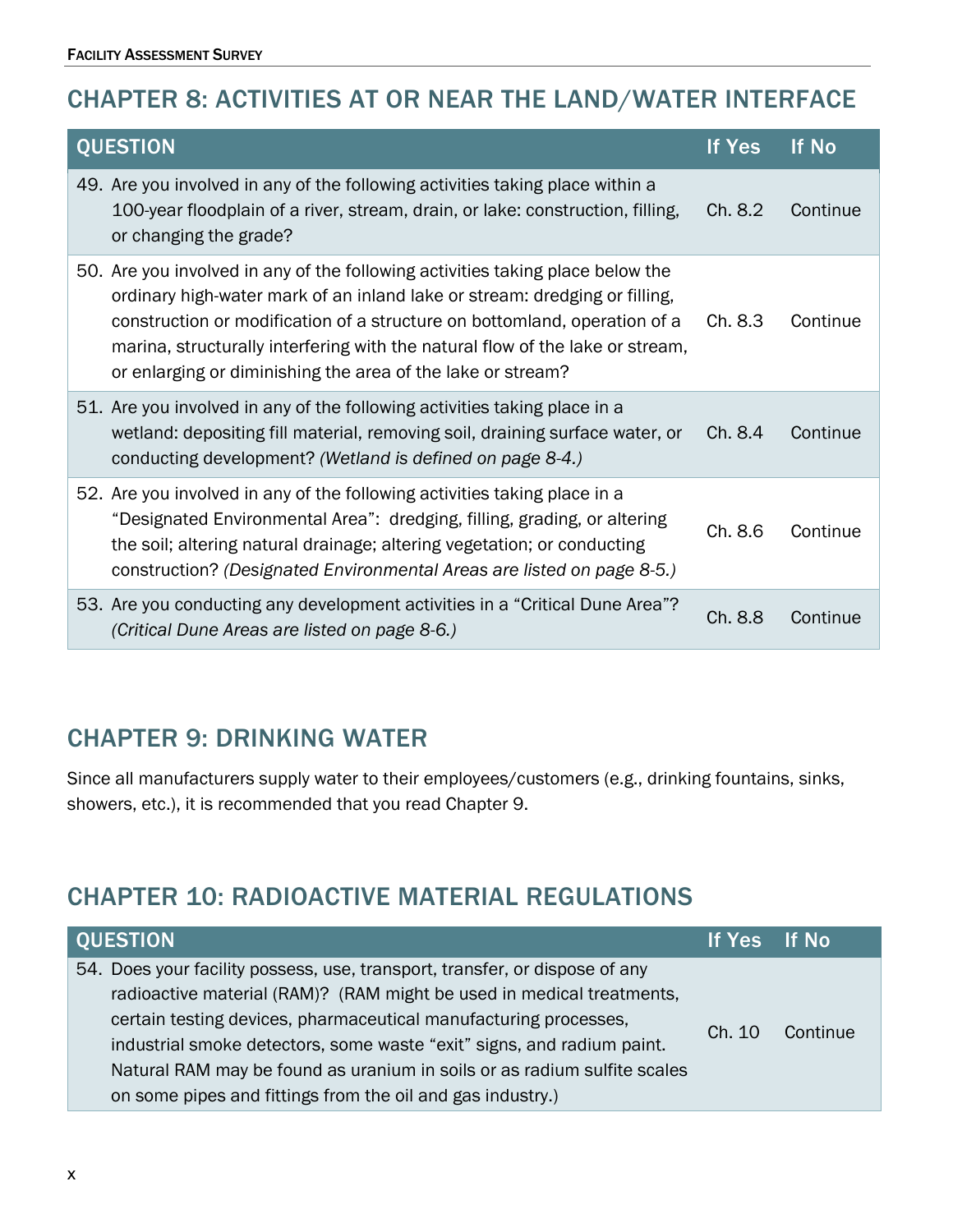## CHAPTER 8: ACTIVITIES AT OR NEAR THE LAND/WATER INTERFACE

| QUESTION | If Yes | If No |
|---|---|---|
| 49. Are you involved in any of the following activities taking place within a 100-year floodplain of a river, stream, drain, or lake: construction, filling, or changing the grade? | Ch. 8.2 | Continue |
| 50. Are you involved in any of the following activities taking place below the ordinary high-water mark of an inland lake or stream: dredging or filling, construction or modification of a structure on bottomland, operation of a marina, structurally interfering with the natural flow of the lake or stream, or enlarging or diminishing the area of the lake or stream? | Ch. 8.3 | Continue |
| 51. Are you involved in any of the following activities taking place in a wetland: depositing fill material, removing soil, draining surface water, or conducting development? *(Wetland is defined on page 8-4.)* | Ch. 8.4 | Continue |
| 52. Are you involved in any of the following activities taking place in a "Designated Environmental Area": dredging, filling, grading, or altering the soil; altering natural drainage; altering vegetation; or conducting construction? *(Designated Environmental Areas are listed on page 8-5.)* | Ch. 8.6 | Continue |
| 53. Are you conducting any development activities in a "Critical Dune Area"? *(Critical Dune Areas are listed on page 8-6.)* | Ch. 8.8 | Continue |

## CHAPTER 9: DRINKING WATER

Since all manufacturers supply water to their employees/customers (e.g., drinking fountains, sinks, showers, etc.), it is recommended that you read Chapter 9.

## CHAPTER 10: RADIOACTIVE MATERIAL REGULATIONS

| QUESTION | If Yes | If No |
|---|---|---|
| 54. Does your facility possess, use, transport, transfer, or dispose of any radioactive material (RAM)? (RAM might be used in medical treatments, certain testing devices, pharmaceutical manufacturing processes, industrial smoke detectors, some waste "exit" signs, and radium paint. Natural RAM may be found as uranium in soils or as radium sulfite scales on some pipes and fittings from the oil and gas industry.) | Ch. 10 | Continue |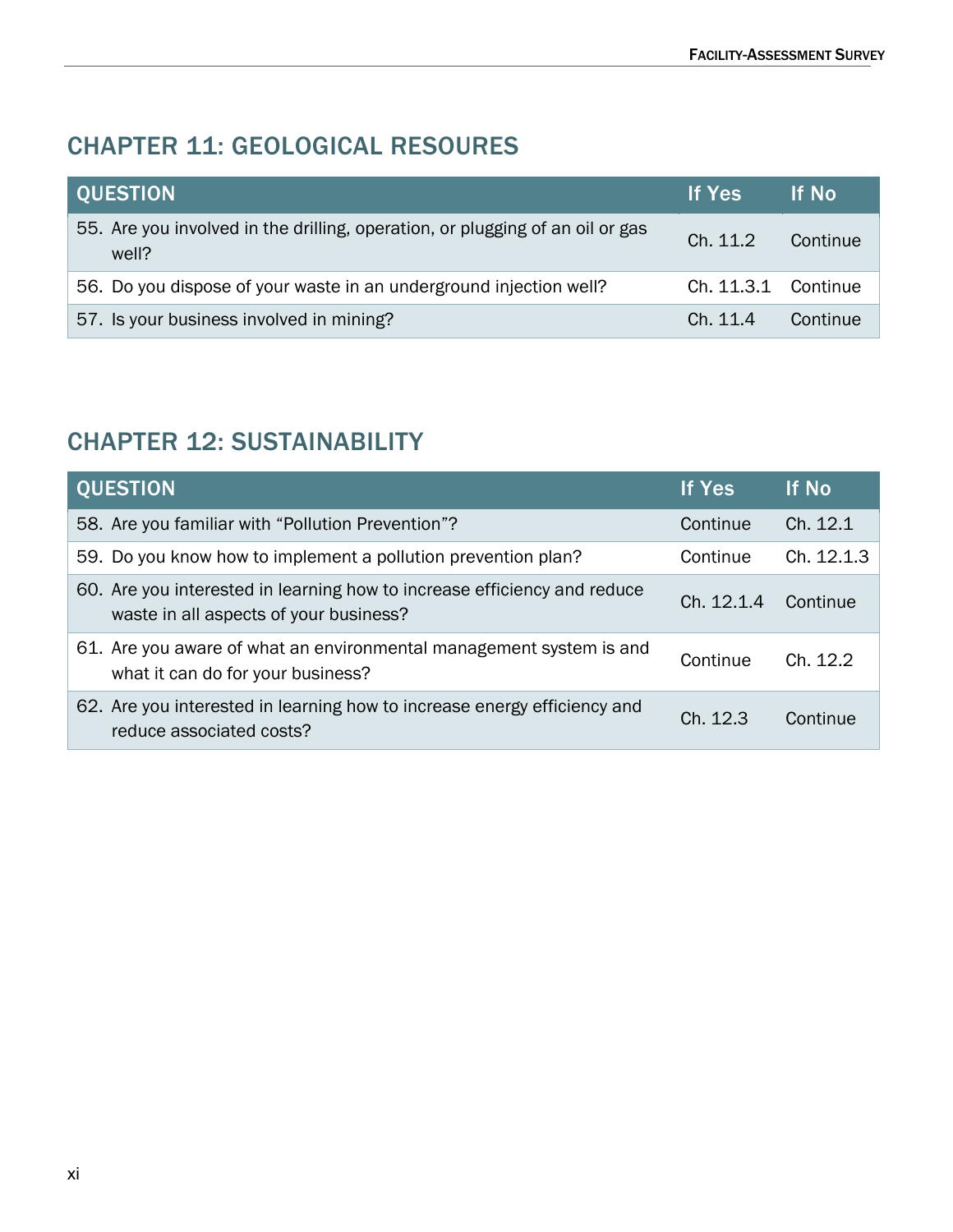## CHAPTER 11: GEOLOGICAL RESOURES

| QUESTION | If Yes | If No |
|---|---|---|
| 55. Are you involved in the drilling, operation, or plugging of an oil or gas well? | Ch. 11.2 | Continue |
| 56. Do you dispose of your waste in an underground injection well? | Ch. 11.3.1 | Continue |
| 57. Is your business involved in mining? | Ch. 11.4 | Continue |

## CHAPTER 12: SUSTAINABILITY

| QUESTION | If Yes | If No |
|---|---|---|
| 58. Are you familiar with "Pollution Prevention"? | Continue | Ch. 12.1 |
| 59. Do you know how to implement a pollution prevention plan? | Continue | Ch. 12.1.3 |
| 60. Are you interested in learning how to increase efficiency and reduce waste in all aspects of your business? | Ch. 12.1.4 | Continue |
| 61. Are you aware of what an environmental management system is and what it can do for your business? | Continue | Ch. 12.2 |
| 62. Are you interested in learning how to increase energy efficiency and reduce associated costs? | Ch. 12.3 | Continue |